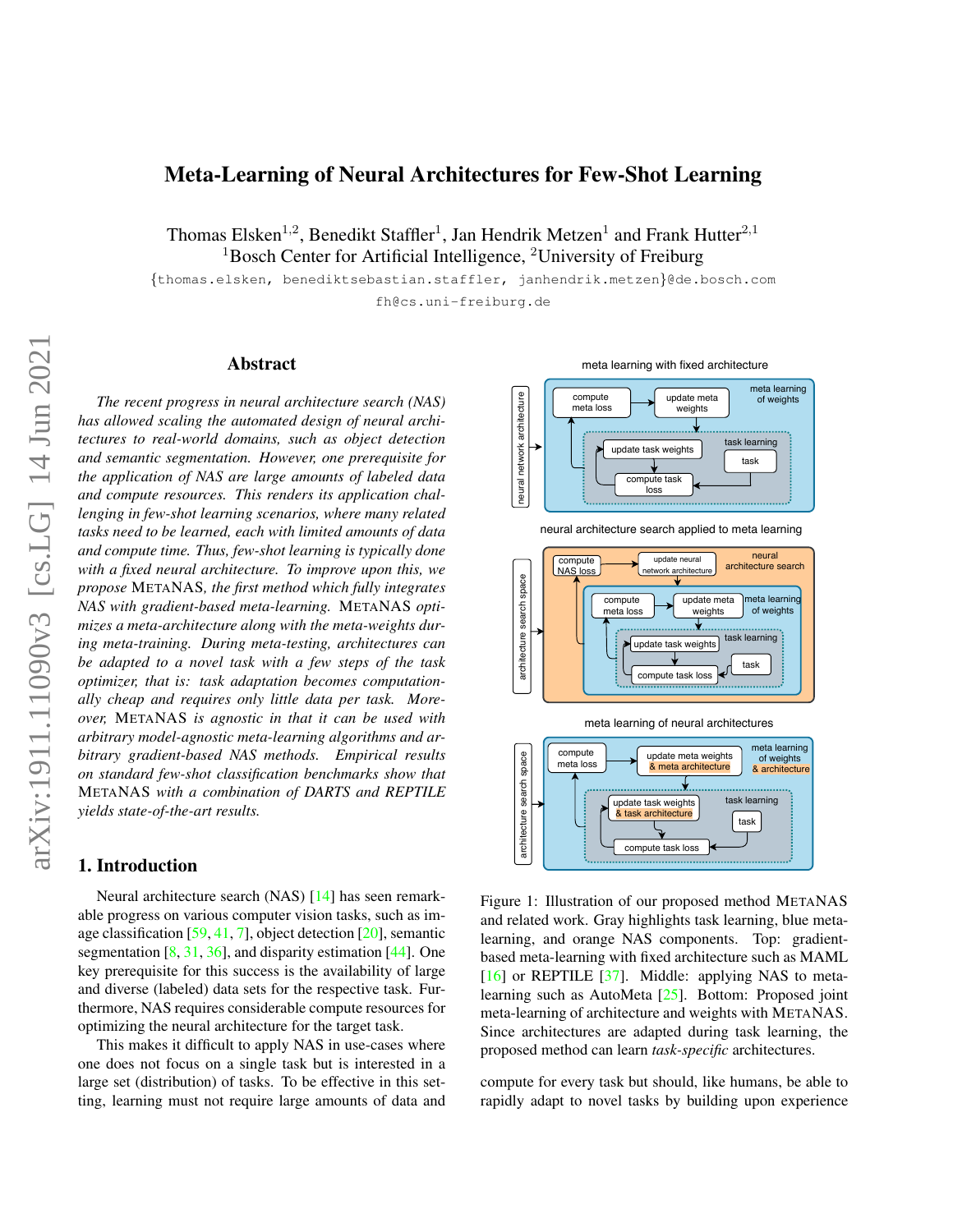# Meta-Learning of Neural Architectures for Few-Shot Learning

Thomas Elsken[1,2], Benedikt Staffler[1], Jan Hendrik Metzen[1] and Frank Hutter[2,1]
[1]Bosch Center for Artificial Intelligence, [2]University of Freiburg

{thomas.elsken, benediktsebastian.staffler, janhendrik.metzen}@de.bosch.com
fh@cs.uni-freiburg.de

## Abstract

*The recent progress in neural architecture search (NAS) has allowed scaling the automated design of neural architectures to real-world domains, such as object detection and semantic segmentation. However, one prerequisite for the application of NAS are large amounts of labeled data and compute resources. This renders its application challenging in few-shot learning scenarios, where many related tasks need to be learned, each with limited amounts of data and compute time. Thus, few-shot learning is typically done with a fixed neural architecture. To improve upon this, we propose* METANAS*, the first method which fully integrates NAS with gradient-based meta-learning.* METANAS *optimizes a meta-architecture along with the meta-weights during meta-training. During meta-testing, architectures can be adapted to a novel task with a few steps of the task optimizer, that is: task adaptation becomes computationally cheap and requires only little data per task. Moreover,* METANAS *is agnostic in that it can be used with arbitrary model-agnostic meta-learning algorithms and arbitrary gradient-based NAS methods. Empirical results on standard few-shot classification benchmarks show that* METANAS *with a combination of DARTS and REPTILE yields state-of-the-art results.*

Figure 1: Illustration of our proposed method METANAS and related work. Gray highlights task learning, blue meta-learning, and orange NAS components. Top: gradient-based meta-learning with fixed architecture such as MAML [16] or REPTILE [37]. Middle: applying NAS to meta-learning such as AutoMeta [25]. Bottom: Proposed joint meta-learning of architecture and weights with METANAS. Since architectures are adapted during task learning, the proposed method can learn *task-specific* architectures.

## 1. Introduction

Neural architecture search (NAS) [14] has seen remarkable progress on various computer vision tasks, such as image classification [59, 41, 7], object detection [20], semantic segmentation [8, 31, 36], and disparity estimation [44]. One key prerequisite for this success is the availability of large and diverse (labeled) data sets for the respective task. Furthermore, NAS requires considerable compute resources for optimizing the neural architecture for the target task.

This makes it difficult to apply NAS in use-cases where one does not focus on a single task but is interested in a large set (distribution) of tasks. To be effective in this setting, learning must not require large amounts of data and compute for every task but should, like humans, be able to rapidly adapt to novel tasks by building upon experience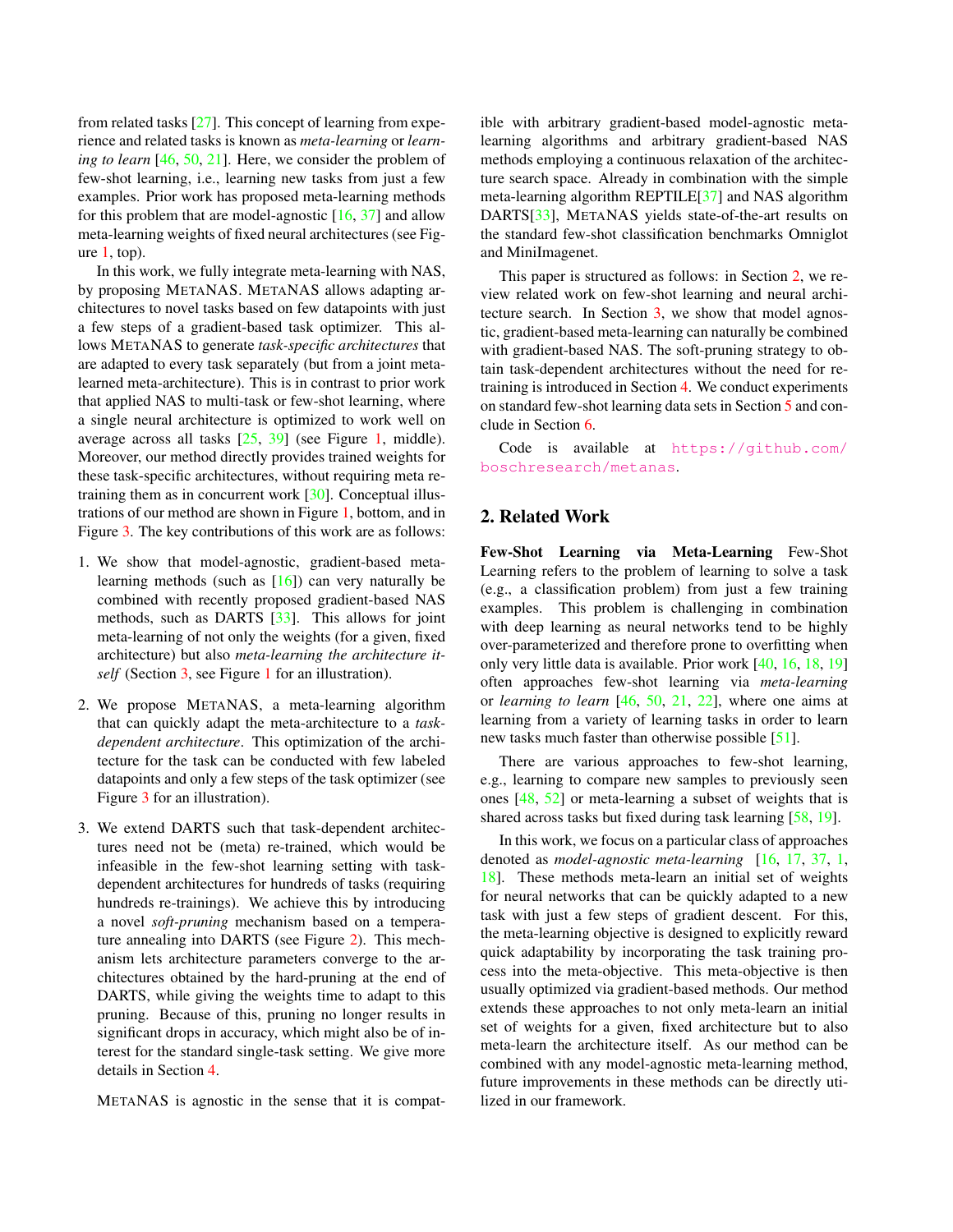from related tasks [27]. This concept of learning from experience and related tasks is known as *meta-learning* or *learning to learn* [46, 50, 21]. Here, we consider the problem of few-shot learning, i.e., learning new tasks from just a few examples. Prior work has proposed meta-learning methods for this problem that are model-agnostic [16, 37] and allow meta-learning weights of fixed neural architectures (see Figure 1, top).

In this work, we fully integrate meta-learning with NAS, by proposing METANAS. METANAS allows adapting architectures to novel tasks based on few datapoints with just a few steps of a gradient-based task optimizer. This allows METANAS to generate *task-specific architectures* that are adapted to every task separately (but from a joint meta-learned meta-architecture). This is in contrast to prior work that applied NAS to multi-task or few-shot learning, where a single neural architecture is optimized to work well on average across all tasks [25, 39] (see Figure 1, middle). Moreover, our method directly provides trained weights for these task-specific architectures, without requiring meta retraining them as in concurrent work [30]. Conceptual illustrations of our method are shown in Figure 1, bottom, and in Figure 3. The key contributions of this work are as follows:

1. We show that model-agnostic, gradient-based meta-learning methods (such as [16]) can very naturally be combined with recently proposed gradient-based NAS methods, such as DARTS [33]. This allows for joint meta-learning of not only the weights (for a given, fixed architecture) but also *meta-learning the architecture itself* (Section 3, see Figure 1 for an illustration).

2. We propose METANAS, a meta-learning algorithm that can quickly adapt the meta-architecture to a *task-dependent architecture*. This optimization of the architecture for the task can be conducted with few labeled datapoints and only a few steps of the task optimizer (see Figure 3 for an illustration).

3. We extend DARTS such that task-dependent architectures need not be (meta) re-trained, which would be infeasible in the few-shot learning setting with task-dependent architectures for hundreds of tasks (requiring hundreds re-trainings). We achieve this by introducing a novel *soft-pruning* mechanism based on a temperature annealing into DARTS (see Figure 2). This mechanism lets architecture parameters converge to the architectures obtained by the hard-pruning at the end of DARTS, while giving the weights time to adapt to this pruning. Because of this, pruning no longer results in significant drops in accuracy, which might also be of interest for the standard single-task setting. We give more details in Section 4.

METANAS is agnostic in the sense that it is compatible with arbitrary gradient-based model-agnostic meta-learning algorithms and arbitrary gradient-based NAS methods employing a continuous relaxation of the architecture search space. Already in combination with the simple meta-learning algorithm REPTILE[37] and NAS algorithm DARTS[33], METANAS yields state-of-the-art results on the standard few-shot classification benchmarks Omniglot and MiniImagenet.

This paper is structured as follows: in Section 2, we review related work on few-shot learning and neural architecture search. In Section 3, we show that model agnostic, gradient-based meta-learning can naturally be combined with gradient-based NAS. The soft-pruning strategy to obtain task-dependent architectures without the need for retraining is introduced in Section 4. We conduct experiments on standard few-shot learning data sets in Section 5 and conclude in Section 6.

Code is available at https://github.com/boschresearch/metanas.

## 2. Related Work

**Few-Shot Learning via Meta-Learning** Few-Shot Learning refers to the problem of learning to solve a task (e.g., a classification problem) from just a few training examples. This problem is challenging in combination with deep learning as neural networks tend to be highly over-parameterized and therefore prone to overfitting when only very little data is available. Prior work [40, 16, 18, 19] often approaches few-shot learning via *meta-learning* or *learning to learn* [46, 50, 21, 22], where one aims at learning from a variety of learning tasks in order to learn new tasks much faster than otherwise possible [51].

There are various approaches to few-shot learning, e.g., learning to compare new samples to previously seen ones [48, 52] or meta-learning a subset of weights that is shared across tasks but fixed during task learning [58, 19].

In this work, we focus on a particular class of approaches denoted as *model-agnostic meta-learning* [16, 17, 37, 1, 18]. These methods meta-learn an initial set of weights for neural networks that can be quickly adapted to a new task with just a few steps of gradient descent. For this, the meta-learning objective is designed to explicitly reward quick adaptability by incorporating the task training process into the meta-objective. This meta-objective is then usually optimized via gradient-based methods. Our method extends these approaches to not only meta-learn an initial set of weights for a given, fixed architecture but to also meta-learn the architecture itself. As our method can be combined with any model-agnostic meta-learning method, future improvements in these methods can be directly utilized in our framework.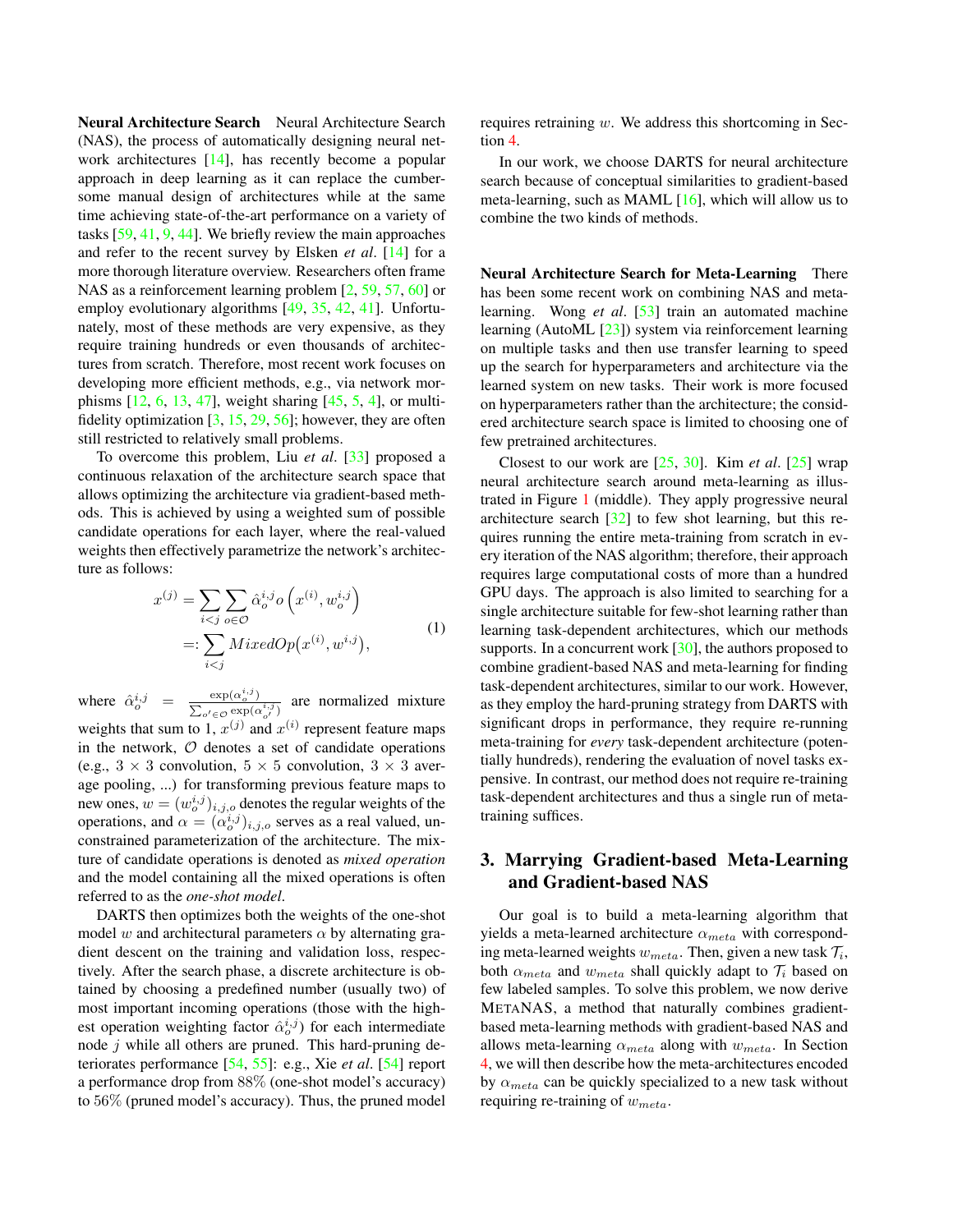**Neural Architecture Search** Neural Architecture Search (NAS), the process of automatically designing neural network architectures [14], has recently become a popular approach in deep learning as it can replace the cumbersome manual design of architectures while at the same time achieving state-of-the-art performance on a variety of tasks [59, 41, 9, 44]. We briefly review the main approaches and refer to the recent survey by Elsken *et al*. [14] for a more thorough literature overview. Researchers often frame NAS as a reinforcement learning problem [2, 59, 57, 60] or employ evolutionary algorithms [49, 35, 42, 41]. Unfortunately, most of these methods are very expensive, as they require training hundreds or even thousands of architectures from scratch. Therefore, most recent work focuses on developing more efficient methods, e.g., via network morphisms [12, 6, 13, 47], weight sharing [45, 5, 4], or multi-fidelity optimization [3, 15, 29, 56]; however, they are often still restricted to relatively small problems.

To overcome this problem, Liu *et al*. [33] proposed a continuous relaxation of the architecture search space that allows optimizing the architecture via gradient-based methods. This is achieved by using a weighted sum of possible candidate operations for each layer, where the real-valued weights then effectively parametrize the network's architecture as follows:

$$
\begin{aligned}
x^{(j)} &= \sum_{i<j} \sum_{o \in \mathcal{O}} \hat{\alpha}_o^{i,j} o\left(x^{(i)}, w_o^{i,j}\right) \\
&=: \sum_{i<j} MixedOp\big(x^{(i)}, w^{i,j}\big),
\end{aligned}
\tag{1}
$$

where $\hat{\alpha}_o^{i,j} = \frac{\exp(\alpha_o^{i,j})}{\sum_{o' \in \mathcal{O}} \exp(\alpha_{o'}^{i,j})}$ are normalized mixture weights that sum to 1, $x^{(j)}$ and $x^{(i)}$ represent feature maps in the network, $\mathcal{O}$ denotes a set of candidate operations (e.g., $3 \times 3$ convolution, $5 \times 5$ convolution, $3 \times 3$ average pooling, ...) for transforming previous feature maps to new ones, $w = (w_o^{i,j})_{i,j,o}$ denotes the regular weights of the operations, and $\alpha = (\alpha_o^{i,j})_{i,j,o}$ serves as a real valued, unconstrained parameterization of the architecture. The mixture of candidate operations is denoted as *mixed operation* and the model containing all the mixed operations is often referred to as the *one-shot model*.

DARTS then optimizes both the weights of the one-shot model $w$ and architectural parameters $\alpha$ by alternating gradient descent on the training and validation loss, respectively. After the search phase, a discrete architecture is obtained by choosing a predefined number (usually two) of most important incoming operations (those with the highest operation weighting factor $\hat{\alpha}_o^{i,j}$) for each intermediate node $j$ while all others are pruned. This hard-pruning deteriorates performance [54, 55]: e.g., Xie *et al*. [54] report a performance drop from 88% (one-shot model's accuracy) to 56% (pruned model's accuracy). Thus, the pruned model requires retraining $w$. We address this shortcoming in Section 4.

In our work, we choose DARTS for neural architecture search because of conceptual similarities to gradient-based meta-learning, such as MAML [16], which will allow us to combine the two kinds of methods.

**Neural Architecture Search for Meta-Learning** There has been some recent work on combining NAS and meta-learning. Wong *et al*. [53] train an automated machine learning (AutoML [23]) system via reinforcement learning on multiple tasks and then use transfer learning to speed up the search for hyperparameters and architecture via the learned system on new tasks. Their work is more focused on hyperparameters rather than the architecture; the considered architecture search space is limited to choosing one of few pretrained architectures.

Closest to our work are [25, 30]. Kim *et al*. [25] wrap neural architecture search around meta-learning as illustrated in Figure 1 (middle). They apply progressive neural architecture search [32] to few shot learning, but this requires running the entire meta-training from scratch in every iteration of the NAS algorithm; therefore, their approach requires large computational costs of more than a hundred GPU days. The approach is also limited to searching for a single architecture suitable for few-shot learning rather than learning task-dependent architectures, which our methods supports. In a concurrent work [30], the authors proposed to combine gradient-based NAS and meta-learning for finding task-dependent architectures, similar to our work. However, as they employ the hard-pruning strategy from DARTS with significant drops in performance, they require re-running meta-training for *every* task-dependent architecture (potentially hundreds), rendering the evaluation of novel tasks expensive. In contrast, our method does not require re-training task-dependent architectures and thus a single run of meta-training suffices.

## 3. Marrying Gradient-based Meta-Learning and Gradient-based NAS

Our goal is to build a meta-learning algorithm that yields a meta-learned architecture $\alpha_{meta}$ with corresponding meta-learned weights $w_{meta}$. Then, given a new task $\mathcal{T}_i$, both $\alpha_{meta}$ and $w_{meta}$ shall quickly adapt to $\mathcal{T}_i$ based on few labeled samples. To solve this problem, we now derive METANAS, a method that naturally combines gradient-based meta-learning methods with gradient-based NAS and allows meta-learning $\alpha_{meta}$ along with $w_{meta}$. In Section 4, we will then describe how the meta-architectures encoded by $\alpha_{meta}$ can be quickly specialized to a new task without requiring re-training of $w_{meta}$.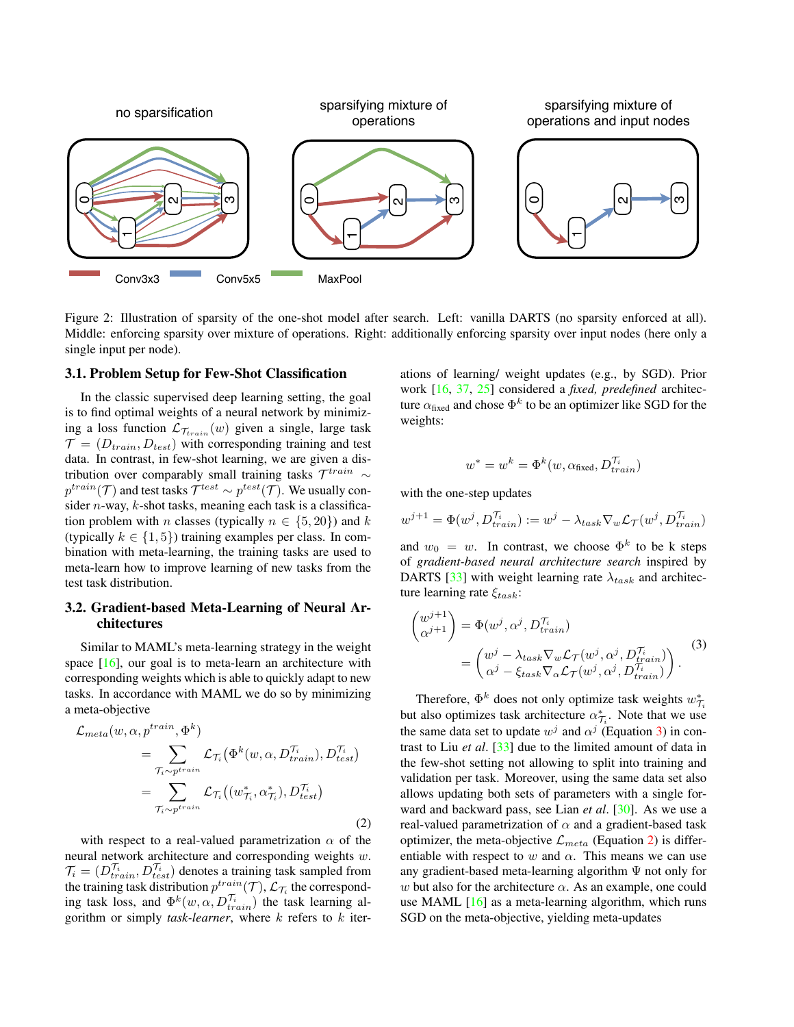Figure 2: Illustration of sparsity of the one-shot model after search. Left: vanilla DARTS (no sparsity enforced at all). Middle: enforcing sparsity over mixture of operations. Right: additionally enforcing sparsity over input nodes (here only a single input per node).

### 3.1. Problem Setup for Few-Shot Classification

In the classic supervised deep learning setting, the goal is to find optimal weights of a neural network by minimizing a loss function $\mathcal{L}_{\mathcal{T}_{train}}(w)$ given a single, large task $\mathcal{T} = (D_{train}, D_{test})$ with corresponding training and test data. In contrast, in few-shot learning, we are given a distribution over comparably small training tasks $\mathcal{T}^{train} \sim p^{train}(\mathcal{T})$ and test tasks $\mathcal{T}^{test} \sim p^{test}(\mathcal{T})$. We usually consider $n$-way, $k$-shot tasks, meaning each task is a classification problem with $n$ classes (typically $n \in \{5, 20\}$) and $k$ (typically $k \in \{1, 5\}$) training examples per class. In combination with meta-learning, the training tasks are used to meta-learn how to improve learning of new tasks from the test task distribution.

### 3.2. Gradient-based Meta-Learning of Neural Architectures

Similar to MAML's meta-learning strategy in the weight space [16], our goal is to meta-learn an architecture with corresponding weights which is able to quickly adapt to new tasks. In accordance with MAML we do so by minimizing a meta-objective

$$
\begin{aligned}
\mathcal{L}_{meta}(w, \alpha, p^{train}, \Phi^k) &= \sum_{\mathcal{T}_i \sim p^{train}} \mathcal{L}_{\mathcal{T}_i}\big(\Phi^k(w, \alpha, D^{\mathcal{T}_i}_{train}), D^{\mathcal{T}_i}_{test}\big) \\
&= \sum_{\mathcal{T}_i \sim p^{train}} \mathcal{L}_{\mathcal{T}_i}\big((w^*_{\mathcal{T}_i}, \alpha^*_{\mathcal{T}_i}), D^{\mathcal{T}_i}_{test}\big)
\end{aligned} \tag{2}
$$

with respect to a real-valued parametrization $\alpha$ of the neural network architecture and corresponding weights $w$. $\mathcal{T}_i = (D^{\mathcal{T}_i}_{train}, D^{\mathcal{T}_i}_{test})$ denotes a training task sampled from the training task distribution $p^{train}(\mathcal{T})$, $\mathcal{L}_{\mathcal{T}_i}$ the corresponding task loss, and $\Phi^k(w, \alpha, D^{\mathcal{T}_i}_{train})$ the task learning algorithm or simply *task-learner*, where $k$ refers to $k$ iterations of learning/ weight updates (e.g., by SGD). Prior work [16, 37, 25] considered a *fixed, predefined* architecture $\alpha_{\text{fixed}}$ and chose $\Phi^k$ to be an optimizer like SGD for the weights:

$$
w^* = w^k = \Phi^k(w, \alpha_{\text{fixed}}, D^{\mathcal{T}_i}_{train})
$$

with the one-step updates

$$
w^{j+1} = \Phi(w^j, D^{\mathcal{T}_i}_{train}) := w^j - \lambda_{task} \nabla_w \mathcal{L}_{\mathcal{T}}(w^j, D^{\mathcal{T}_i}_{train})
$$

and $w_0 = w$. In contrast, we choose $\Phi^k$ to be k steps of *gradient-based neural architecture search* inspired by DARTS [33] with weight learning rate $\lambda_{task}$ and architecture learning rate $\xi_{task}$:

$$
\begin{aligned}
\begin{pmatrix} w^{j+1} \\ \alpha^{j+1} \end{pmatrix} &= \Phi(w^j, \alpha^j, D^{\mathcal{T}_i}_{train}) \\
&= \begin{pmatrix} w^j - \lambda_{task} \nabla_w \mathcal{L}_{\mathcal{T}}(w^j, \alpha^j, D^{\mathcal{T}_i}_{train}) \\ \alpha^j - \xi_{task} \nabla_\alpha \mathcal{L}_{\mathcal{T}}(w^j, \alpha^j, D^{\mathcal{T}_i}_{train}) \end{pmatrix}.
\end{aligned} \tag{3}
$$

Therefore, $\Phi^k$ does not only optimize task weights $w^*_{\mathcal{T}_i}$ but also optimizes task architecture $\alpha^*_{\mathcal{T}_i}$. Note that we use the same data set to update $w^j$ and $\alpha^j$ (Equation 3) in contrast to Liu *et al.* [33] due to the limited amount of data in the few-shot setting not allowing to split into training and validation per task. Moreover, using the same data set also allows updating both sets of parameters with a single forward and backward pass, see Lian *et al.* [30]. As we use a real-valued parametrization of $\alpha$ and a gradient-based task optimizer, the meta-objective $\mathcal{L}_{meta}$ (Equation 2) is differentiable with respect to $w$ and $\alpha$. This means we can use any gradient-based meta-learning algorithm $\Psi$ not only for $w$ but also for the architecture $\alpha$. As an example, one could use MAML [16] as a meta-learning algorithm, which runs SGD on the meta-objective, yielding meta-updates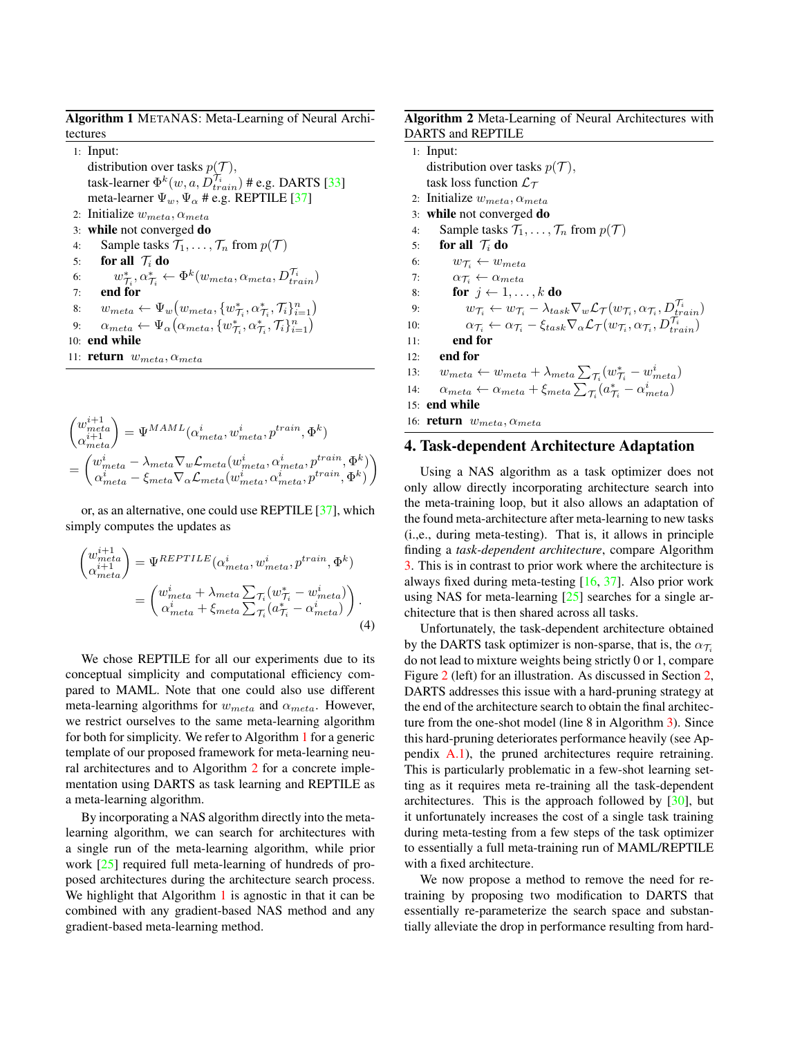**Algorithm 1** METANAS: Meta-Learning of Neural Architectures

```
1: Input:
   distribution over tasks p(T),
   task-learner Φ^k(w, a, D_train^{T_i}) # e.g. DARTS [33]
   meta-learner Ψ_w, Ψ_α # e.g. REPTILE [37]
2: Initialize w_meta, α_meta
3: while not converged do
4:    Sample tasks T_1, ..., T_n from p(T)
5:    for all T_i do
6:       w*_{T_i}, α*_{T_i} ← Φ^k(w_meta, α_meta, D_train^{T_i})
7:    end for
8:    w_meta ← Ψ_w(w_meta, {w*_{T_i}, α*_{T_i}, T_i}_{i=1}^n)
9:    α_meta ← Ψ_α(α_meta, {w*_{T_i}, α*_{T_i}, T_i}_{i=1}^n)
10: end while
11: return w_meta, α_meta
```

$$\begin{pmatrix} w_{meta}^{i+1} \\ \alpha_{meta}^{i+1} \end{pmatrix} = \Psi^{MAML}(\alpha_{meta}^{i}, w_{meta}^{i}, p^{train}, \Phi^k)$$
$$= \begin{pmatrix} w_{meta}^{i} - \lambda_{meta} \nabla_w \mathcal{L}_{meta}(w_{meta}^{i}, \alpha_{meta}^{i}, p^{train}, \Phi^k) \\ \alpha_{meta}^{i} - \xi_{meta} \nabla_\alpha \mathcal{L}_{meta}(w_{meta}^{i}, \alpha_{meta}^{i}, p^{train}, \Phi^k) \end{pmatrix}$$

or, as an alternative, one could use REPTILE [37], which simply computes the updates as

$$\begin{pmatrix} w_{meta}^{i+1} \\ \alpha_{meta}^{i+1} \end{pmatrix} = \Psi^{REPTILE}(\alpha_{meta}^{i}, w_{meta}^{i}, p^{train}, \Phi^k)$$
$$= \begin{pmatrix} w_{meta}^{i} + \lambda_{meta} \sum_{\mathcal{T}_i} (w_{\mathcal{T}_i}^{*} - w_{meta}^{i}) \\ \alpha_{meta}^{i} + \xi_{meta} \sum_{\mathcal{T}_i} (a_{\mathcal{T}_i}^{*} - \alpha_{meta}^{i}) \end{pmatrix}. \tag{4}$$

We chose REPTILE for all our experiments due to its conceptual simplicity and computational efficiency compared to MAML. Note that one could also use different meta-learning algorithms for $w_{meta}$ and $\alpha_{meta}$. However, we restrict ourselves to the same meta-learning algorithm for both for simplicity. We refer to Algorithm 1 for a generic template of our proposed framework for meta-learning neural architectures and to Algorithm 2 for a concrete implementation using DARTS as task learning and REPTILE as a meta-learning algorithm.

By incorporating a NAS algorithm directly into the meta-learning algorithm, we can search for architectures with a single run of the meta-learning algorithm, while prior work [25] required full meta-learning of hundreds of proposed architectures during the architecture search process. We highlight that Algorithm 1 is agnostic in that it can be combined with any gradient-based NAS method and any gradient-based meta-learning method.

**Algorithm 2** Meta-Learning of Neural Architectures with DARTS and REPTILE

```
1: Input:
   distribution over tasks p(T),
   task loss function L_T
2: Initialize w_meta, α_meta
3: while not converged do
4:    Sample tasks T_1, ..., T_n from p(T)
5:    for all T_i do
6:       w_{T_i} ← w_meta
7:       α_{T_i} ← α_meta
8:       for j ← 1, ..., k do
9:          w_{T_i} ← w_{T_i} − λ_task ∇_w L_T(w_{T_i}, α_{T_i}, D_train^{T_i})
10:         α_{T_i} ← α_{T_i} − ξ_task ∇_α L_T(w_{T_i}, α_{T_i}, D_train^{T_i})
11:      end for
12:   end for
13:   w_meta ← w_meta + λ_meta Σ_{T_i} (w*_{T_i} − w^i_meta)
14:   α_meta ← α_meta + ξ_meta Σ_{T_i} (a*_{T_i} − α^i_meta)
15: end while
16: return w_meta, α_meta
```

## 4. Task-dependent Architecture Adaptation

Using a NAS algorithm as a task optimizer does not only allow directly incorporating architecture search into the meta-training loop, but it also allows an adaptation of the found meta-architecture after meta-learning to new tasks (i.,e., during meta-testing). That is, it allows in principle finding a *task-dependent architecture*, compare Algorithm 3. This is in contrast to prior work where the architecture is always fixed during meta-testing [16, 37]. Also prior work using NAS for meta-learning [25] searches for a single architecture that is then shared across all tasks.

Unfortunately, the task-dependent architecture obtained by the DARTS task optimizer is non-sparse, that is, the $\alpha_{\mathcal{T}_i}$ do not lead to mixture weights being strictly 0 or 1, compare Figure 2 (left) for an illustration. As discussed in Section 2, DARTS addresses this issue with a hard-pruning strategy at the end of the architecture search to obtain the final architecture from the one-shot model (line 8 in Algorithm 3). Since this hard-pruning deteriorates performance heavily (see Appendix A.1), the pruned architectures require retraining. This is particularly problematic in a few-shot learning setting as it requires meta re-training all the task-dependent architectures. This is the approach followed by [30], but it unfortunately increases the cost of a single task training during meta-testing from a few steps of the task optimizer to essentially a full meta-training run of MAML/REPTILE with a fixed architecture.

We now propose a method to remove the need for re-training by proposing two modification to DARTS that essentially re-parameterize the search space and substantially alleviate the drop in performance resulting from hard-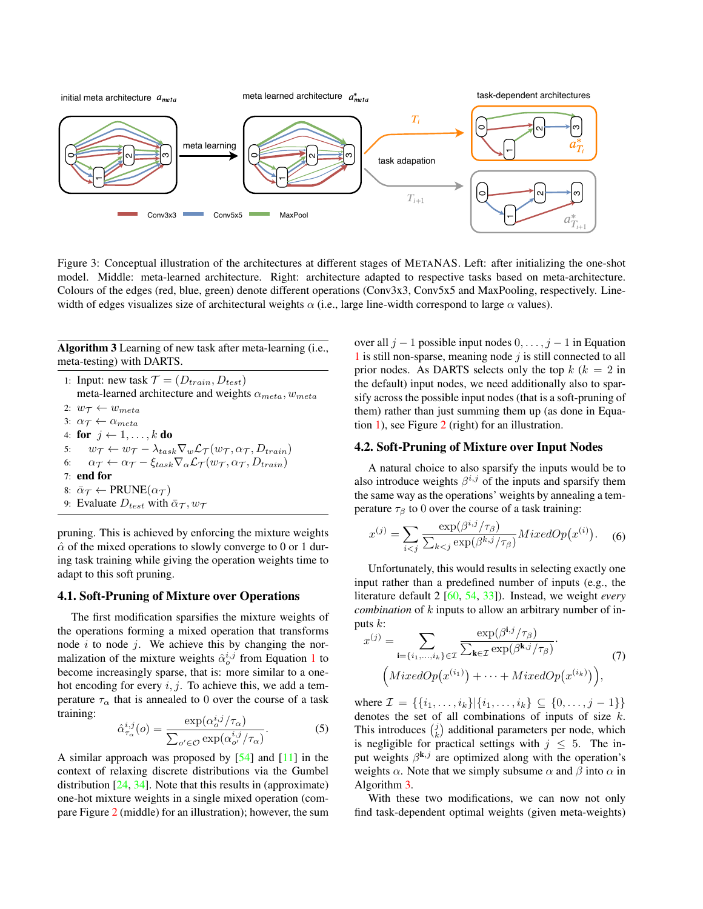Figure 3: Conceptual illustration of the architectures at different stages of METANAS. Left: after initializing the one-shot model. Middle: meta-learned architecture. Right: architecture adapted to respective tasks based on meta-architecture. Colours of the edges (red, blue, green) denote different operations (Conv3x3, Conv5x5 and MaxPooling, respectively. Line-width of edges visualizes size of architectural weights $\alpha$ (i.e., large line-width correspond to large $\alpha$ values).

**Algorithm 3** Learning of new task after meta-learning (i.e., meta-testing) with DARTS.

1: Input: new task $\mathcal{T} = (D_{train}, D_{test})$ meta-learned architecture and weights $\alpha_{meta}, w_{meta}$
2: $w_{\mathcal{T}} \leftarrow w_{meta}$
3: $\alpha_{\mathcal{T}} \leftarrow \alpha_{meta}$
4: **for** $j \leftarrow 1, \ldots, k$ **do**
5: $\quad w_{\mathcal{T}} \leftarrow w_{\mathcal{T}} - \lambda_{task} \nabla_w \mathcal{L}_{\mathcal{T}}(w_{\mathcal{T}}, \alpha_{\mathcal{T}}, D_{train})$
6: $\quad \alpha_{\mathcal{T}} \leftarrow \alpha_{\mathcal{T}} - \xi_{task} \nabla_\alpha \mathcal{L}_{\mathcal{T}}(w_{\mathcal{T}}, \alpha_{\mathcal{T}}, D_{train})$
7: **end for**
8: $\bar{\alpha}_{\mathcal{T}} \leftarrow \text{PRUNE}(\alpha_{\mathcal{T}})$
9: Evaluate $D_{test}$ with $\bar{\alpha}_{\mathcal{T}}, w_{\mathcal{T}}$

pruning. This is achieved by enforcing the mixture weights $\hat{\alpha}$ of the mixed operations to slowly converge to 0 or 1 during task training while giving the operation weights time to adapt to this soft pruning.

## 4.1. Soft-Pruning of Mixture over Operations

The first modification sparsifies the mixture weights of the operations forming a mixed operation that transforms node $i$ to node $j$. We achieve this by changing the normalization of the mixture weights $\hat{\alpha}_o^{i,j}$ from Equation 1 to become increasingly sparse, that is: more similar to a one-hot encoding for every $i, j$. To achieve this, we add a temperature $\tau_\alpha$ that is annealed to 0 over the course of a task training:

$$\hat{\alpha}_{\tau_\alpha}^{i,j}(o) = \frac{\exp(\alpha_o^{i,j}/\tau_\alpha)}{\sum_{o' \in \mathcal{O}} \exp(\alpha_{o'}^{i,j}/\tau_\alpha)}. \tag{5}$$

A similar approach was proposed by [54] and [11] in the context of relaxing discrete distributions via the Gumbel distribution [24, 34]. Note that this results in (approximate) one-hot mixture weights in a single mixed operation (compare Figure 2 (middle) for an illustration); however, the sum over all $j-1$ possible input nodes $0, \ldots, j-1$ in Equation 1 is still non-sparse, meaning node $j$ is still connected to all prior nodes. As DARTS selects only the top $k$ ($k = 2$ in the default) input nodes, we need additionally also to sparsify across the possible input nodes (that is a soft-pruning of them) rather than just summing them up (as done in Equation 1), see Figure 2 (right) for an illustration.

## 4.2. Soft-Pruning of Mixture over Input Nodes

A natural choice to also sparsify the inputs would be to also introduce weights $\beta^{i,j}$ of the inputs and sparsify them the same way as the operations' weights by annealing a temperature $\tau_\beta$ to 0 over the course of a task training:

$$x^{(j)} = \sum_{i<j} \frac{\exp(\beta^{i,j}/\tau_\beta)}{\sum_{k<j} \exp(\beta^{k,j}/\tau_\beta)} MixedOp(x^{(i)}). \tag{6}$$

Unfortunately, this would results in selecting exactly one input rather than a predefined number of inputs (e.g., the literature default 2 [60, 54, 33]). Instead, we weight *every combination* of $k$ inputs to allow an arbitrary number of inputs $k$:

$$x^{(j)} = \sum_{\mathbf{i}=\{i_1,\ldots,i_k\} \in \mathcal{I}} \frac{\exp(\beta^{\mathbf{i},j}/\tau_\beta)}{\sum_{\mathbf{k} \in \mathcal{I}} \exp(\beta^{\mathbf{k},j}/\tau_\beta)} \cdot \Big(MixedOp(x^{(i_1)}) + \cdots + MixedOp(x^{(i_k)})\Big), \tag{7}$$

where $\mathcal{I} = \{\{i_1, \ldots, i_k\} | \{i_1, \ldots, i_k\} \subseteq \{0, \ldots, j-1\}\}$ denotes the set of all combinations of inputs of size $k$. This introduces $\binom{j}{k}$ additional parameters per node, which is negligible for practical settings with $j \leq 5$. The input weights $\beta^{\mathbf{k},j}$ are optimized along with the operation's weights $\alpha$. Note that we simply subsume $\alpha$ and $\beta$ into $\alpha$ in Algorithm 3.

With these two modifications, we can now not only find task-dependent optimal weights (given meta-weights)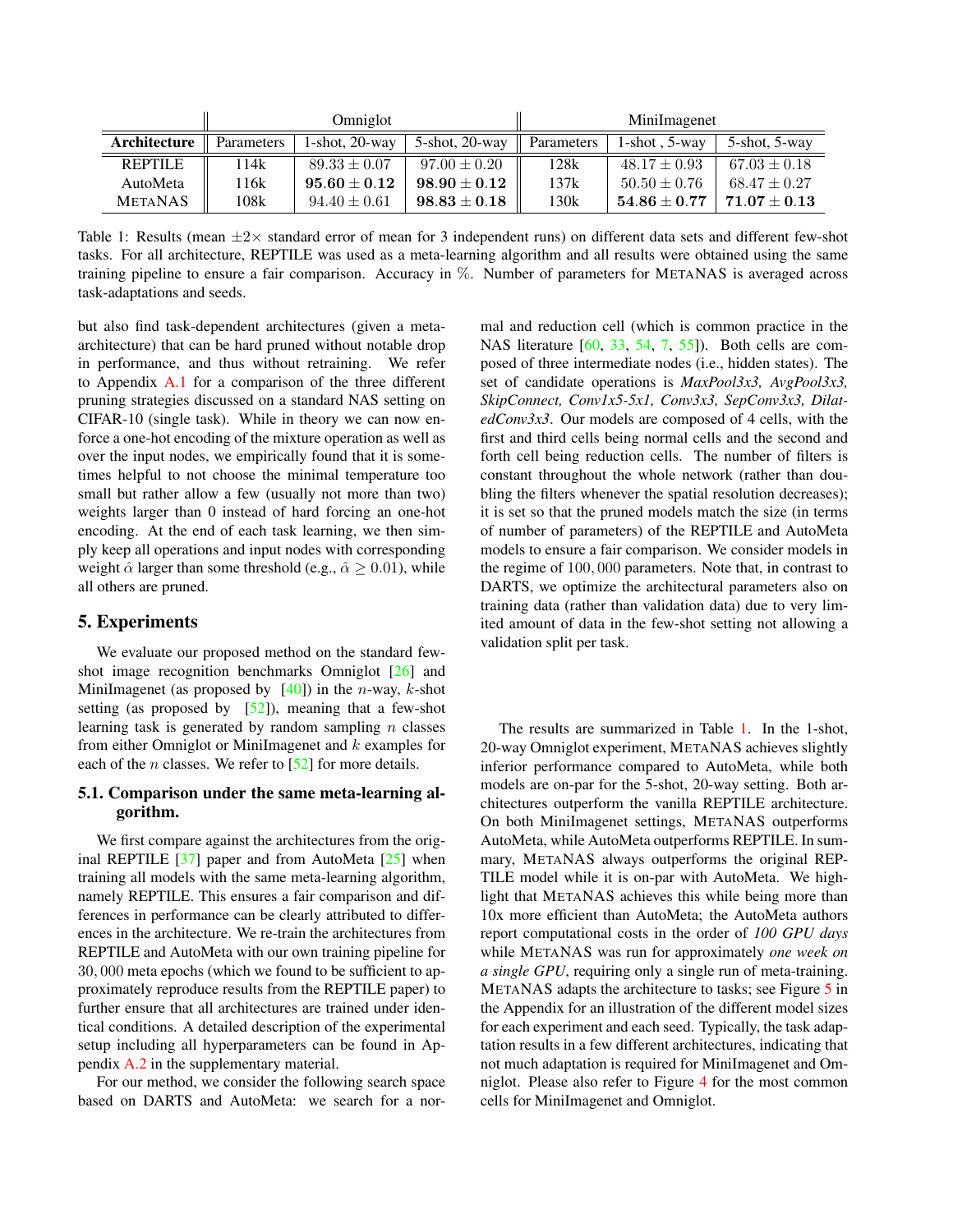| | Omniglot | | | MiniImagenet | | |
|---|---|---|---|---|---|---|
| **Architecture** | Parameters | 1-shot, 20-way | 5-shot, 20-way | Parameters | 1-shot , 5-way | 5-shot, 5-way |
| REPTILE | 114k | $89.33 \pm 0.07$ | $97.00 \pm 0.20$ | 128k | $48.17 \pm 0.93$ | $67.03 \pm 0.18$ |
| AutoMeta | 116k | $\mathbf{95.60 \pm 0.12}$ | $\mathbf{98.90 \pm 0.12}$ | 137k | $50.50 \pm 0.76$ | $68.47 \pm 0.27$ |
| METANAS | 108k | $94.40 \pm 0.61$ | $\mathbf{98.83 \pm 0.18}$ | 130k | $\mathbf{54.86 \pm 0.77}$ | $\mathbf{71.07 \pm 0.13}$ |

Table 1: Results (mean $\pm 2\times$ standard error of mean for 3 independent runs) on different data sets and different few-shot tasks. For all architecture, REPTILE was used as a meta-learning algorithm and all results were obtained using the same training pipeline to ensure a fair comparison. Accuracy in %. Number of parameters for METANAS is averaged across task-adaptations and seeds.

but also find task-dependent architectures (given a meta-architecture) that can be hard pruned without notable drop in performance, and thus without retraining. We refer to Appendix A.1 for a comparison of the three different pruning strategies discussed on a standard NAS setting on CIFAR-10 (single task). While in theory we can now enforce a one-hot encoding of the mixture operation as well as over the input nodes, we empirically found that it is sometimes helpful to not choose the minimal temperature too small but rather allow a few (usually not more than two) weights larger than 0 instead of hard forcing an one-hot encoding. At the end of each task learning, we then simply keep all operations and input nodes with corresponding weight $\hat{\alpha}$ larger than some threshold (e.g., $\hat{\alpha} \geq 0.01$), while all others are pruned.

## 5. Experiments

We evaluate our proposed method on the standard few-shot image recognition benchmarks Omniglot [26] and MiniImagenet (as proposed by [40]) in the $n$-way, $k$-shot setting (as proposed by [52]), meaning that a few-shot learning task is generated by random sampling $n$ classes from either Omniglot or MiniImagenet and $k$ examples for each of the $n$ classes. We refer to [52] for more details.

### 5.1. Comparison under the same meta-learning algorithm.

We first compare against the architectures from the original REPTILE [37] paper and from AutoMeta [25] when training all models with the same meta-learning algorithm, namely REPTILE. This ensures a fair comparison and differences in performance can be clearly attributed to differences in the architecture. We re-train the architectures from REPTILE and AutoMeta with our own training pipeline for $30,000$ meta epochs (which we found to be sufficient to approximately reproduce results from the REPTILE paper) to further ensure that all architectures are trained under identical conditions. A detailed description of the experimental setup including all hyperparameters can be found in Appendix A.2 in the supplementary material.

For our method, we consider the following search space based on DARTS and AutoMeta: we search for a normal and reduction cell (which is common practice in the NAS literature [60, 33, 54, 7, 55]). Both cells are composed of three intermediate nodes (i.e., hidden states). The set of candidate operations is *MaxPool3x3, AvgPool3x3, SkipConnect, Conv1x5-5x1, Conv3x3, SepConv3x3, DilatedConv3x3*. Our models are composed of 4 cells, with the first and third cells being normal cells and the second and forth cell being reduction cells. The number of filters is constant throughout the whole network (rather than doubling the filters whenever the spatial resolution decreases); it is set so that the pruned models match the size (in terms of number of parameters) of the REPTILE and AutoMeta models to ensure a fair comparison. We consider models in the regime of $100,000$ parameters. Note that, in contrast to DARTS, we optimize the architectural parameters also on training data (rather than validation data) due to very limited amount of data in the few-shot setting not allowing a validation split per task.

The results are summarized in Table 1. In the 1-shot, 20-way Omniglot experiment, METANAS achieves slightly inferior performance compared to AutoMeta, while both models are on-par for the 5-shot, 20-way setting. Both architectures outperform the vanilla REPTILE architecture. On both MiniImagenet settings, METANAS outperforms AutoMeta, while AutoMeta outperforms REPTILE. In summary, METANAS always outperforms the original REPTILE model while it is on-par with AutoMeta. We highlight that METANAS achieves this while being more than 10x more efficient than AutoMeta; the AutoMeta authors report computational costs in the order of *100 GPU days* while METANAS was run for approximately *one week on a single GPU*, requiring only a single run of meta-training. METANAS adapts the architecture to tasks; see Figure 5 in the Appendix for an illustration of the different model sizes for each experiment and each seed. Typically, the task adaptation results in a few different architectures, indicating that not much adaptation is required for MiniImagenet and Omniglot. Please also refer to Figure 4 for the most common cells for MiniImagenet and Omniglot.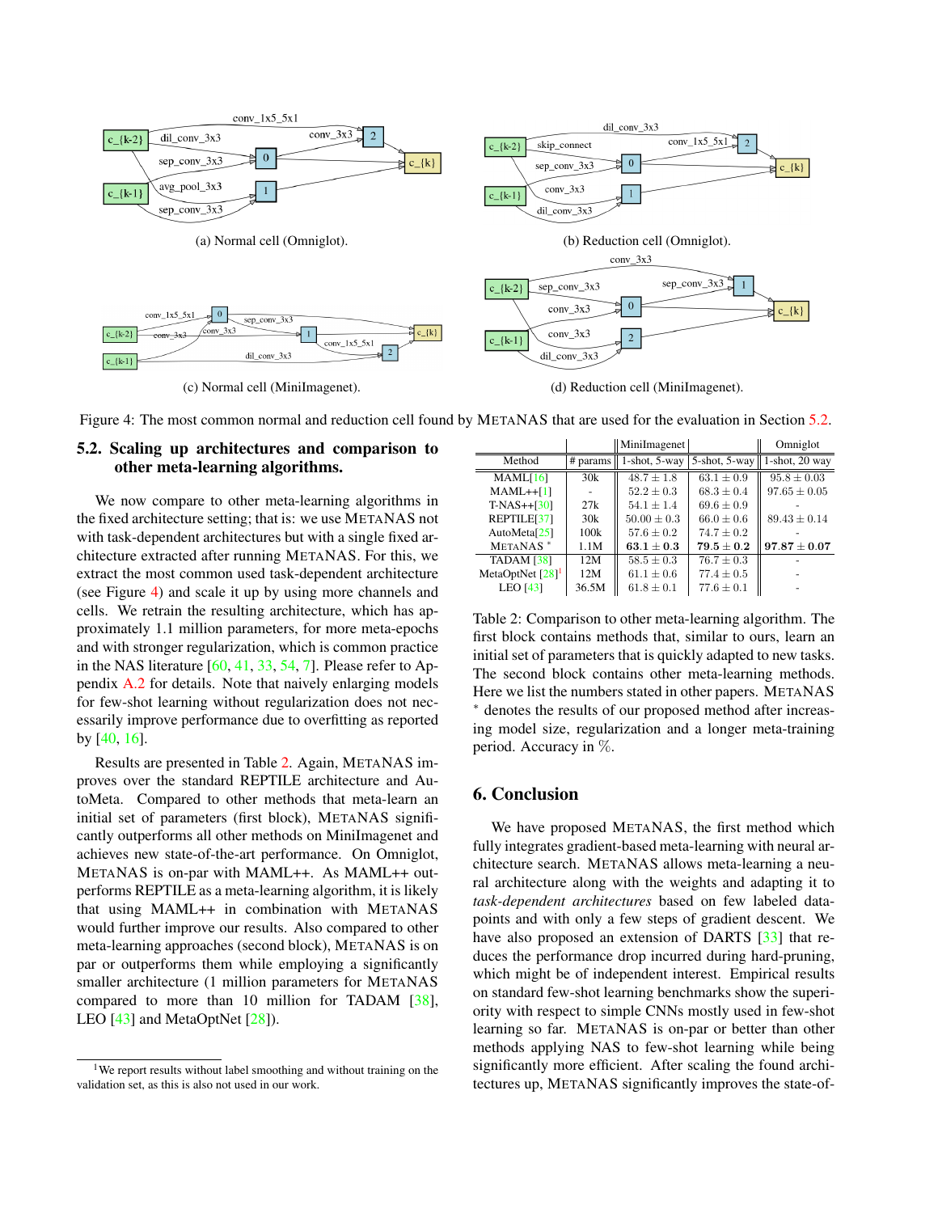(a) Normal cell (Omniglot).

(b) Reduction cell (Omniglot).

(c) Normal cell (MiniImagenet).

(d) Reduction cell (MiniImagenet).

Figure 4: The most common normal and reduction cell found by METANAS that are used for the evaluation in Section 5.2.

## 5.2. Scaling up architectures and comparison to other meta-learning algorithms.

We now compare to other meta-learning algorithms in the fixed architecture setting; that is: we use METANAS not with task-dependent architectures but with a single fixed architecture extracted after running METANAS. For this, we extract the most common used task-dependent architecture (see Figure 4) and scale it up by using more channels and cells. We retrain the resulting architecture, which has approximately 1.1 million parameters, for more meta-epochs and with stronger regularization, which is common practice in the NAS literature [60, 41, 33, 54, 7]. Please refer to Appendix A.2 for details. Note that naively enlarging models for few-shot learning without regularization does not necessarily improve performance due to overfitting as reported by [40, 16].

Results are presented in Table 2. Again, METANAS improves over the standard REPTILE architecture and AutoMeta. Compared to other methods that meta-learn an initial set of parameters (first block), METANAS significantly outperforms all other methods on MiniImagenet and achieves new state-of-the-art performance. On Omniglot, METANAS is on-par with MAML++. As MAML++ outperforms REPTILE as a meta-learning algorithm, it is likely that using MAML++ in combination with METANAS would further improve our results. Also compared to other meta-learning approaches (second block), METANAS is on par or outperforms them while employing a significantly smaller architecture (1 million parameters for METANAS compared to more than 10 million for TADAM [38], LEO [43] and MetaOptNet [28]).

| Method | # params | MiniImagenet | | Omniglot |
|---|---|---|---|---|
| | | 1-shot, 5-way | 5-shot, 5-way | 1-shot, 20 way |
| MAML[16] | 30k | $48.7 \pm 1.8$ | $63.1 \pm 0.9$ | $95.8 \pm 0.03$ |
| MAML++[1] | - | $52.2 \pm 0.3$ | $68.3 \pm 0.4$ | $97.65 \pm 0.05$ |
| T-NAS++[30] | 27k | $54.1 \pm 1.4$ | $69.6 \pm 0.9$ | - |
| REPTILE[37] | 30k | $50.00 \pm 0.3$ | $66.0 \pm 0.6$ | $89.43 \pm 0.14$ |
| AutoMeta[25] | 100k | $57.6 \pm 0.2$ | $74.7 \pm 0.2$ | - |
| METANAS * | 1.1M | $\mathbf{63.1 \pm 0.3}$ | $\mathbf{79.5 \pm 0.2}$ | $\mathbf{97.87 \pm 0.07}$ |
| TADAM [38] | 12M | $58.5 \pm 0.3$ | $76.7 \pm 0.3$ | - |
| MetaOptNet [28][1] | 12M | $61.1 \pm 0.6$ | $77.4 \pm 0.5$ | - |
| LEO [43] | 36.5M | $61.8 \pm 0.1$ | $77.6 \pm 0.1$ | - |

Table 2: Comparison to other meta-learning algorithm. The first block contains methods that, similar to ours, learn an initial set of parameters that is quickly adapted to new tasks. The second block contains other meta-learning methods. Here we list the numbers stated in other papers. METANAS * denotes the results of our proposed method after increasing model size, regularization and a longer meta-training period. Accuracy in %.

## 6. Conclusion

We have proposed METANAS, the first method which fully integrates gradient-based meta-learning with neural architecture search. METANAS allows meta-learning a neural architecture along with the weights and adapting it to *task-dependent architectures* based on few labeled datapoints and with only a few steps of gradient descent. We have also proposed an extension of DARTS [33] that reduces the performance drop incurred during hard-pruning, which might be of independent interest. Empirical results on standard few-shot learning benchmarks show the superiority with respect to simple CNNs mostly used in few-shot learning so far. METANAS is on-par or better than other methods applying NAS to few-shot learning while being significantly more efficient. After scaling the found architectures up, METANAS significantly improves the state-of-

[1] We report results without label smoothing and without training on the validation set, as this is also not used in our work.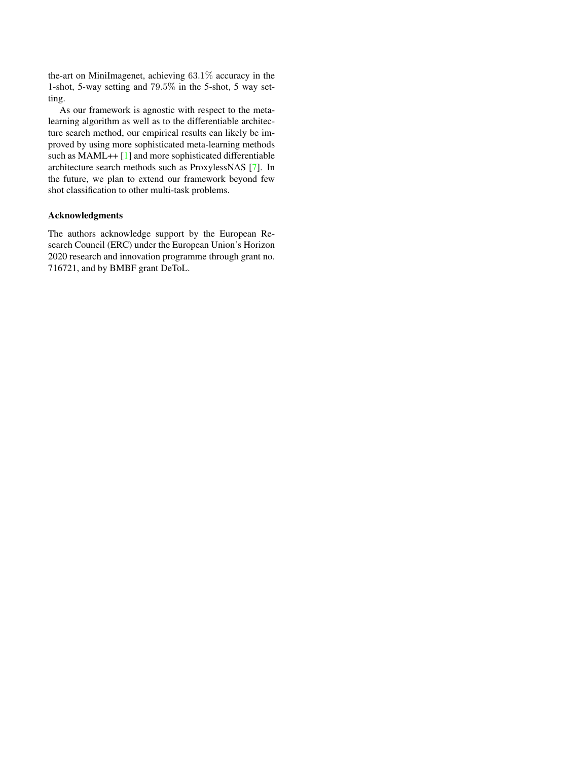the-art on MiniImagenet, achieving $63.1\%$ accuracy in the 1-shot, 5-way setting and $79.5\%$ in the 5-shot, 5 way setting.

As our framework is agnostic with respect to the meta-learning algorithm as well as to the differentiable architecture search method, our empirical results can likely be improved by using more sophisticated meta-learning methods such as MAML++ [1] and more sophisticated differentiable architecture search methods such as ProxylessNAS [7]. In the future, we plan to extend our framework beyond few shot classification to other multi-task problems.

### Acknowledgments

The authors acknowledge support by the European Research Council (ERC) under the European Union's Horizon 2020 research and innovation programme through grant no. 716721, and by BMBF grant DeToL.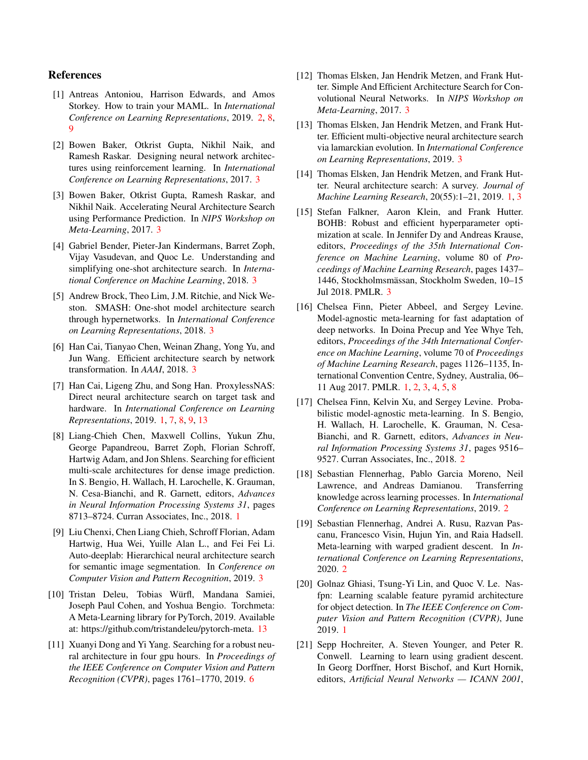## References

[1] Antreas Antoniou, Harrison Edwards, and Amos Storkey. How to train your MAML. In *International Conference on Learning Representations*, 2019. 2, 8, 9

[2] Bowen Baker, Otkrist Gupta, Nikhil Naik, and Ramesh Raskar. Designing neural network architectures using reinforcement learning. In *International Conference on Learning Representations*, 2017. 3

[3] Bowen Baker, Otkrist Gupta, Ramesh Raskar, and Nikhil Naik. Accelerating Neural Architecture Search using Performance Prediction. In *NIPS Workshop on Meta-Learning*, 2017. 3

[4] Gabriel Bender, Pieter-Jan Kindermans, Barret Zoph, Vijay Vasudevan, and Quoc Le. Understanding and simplifying one-shot architecture search. In *International Conference on Machine Learning*, 2018. 3

[5] Andrew Brock, Theo Lim, J.M. Ritchie, and Nick Weston. SMASH: One-shot model architecture search through hypernetworks. In *International Conference on Learning Representations*, 2018. 3

[6] Han Cai, Tianyao Chen, Weinan Zhang, Yong Yu, and Jun Wang. Efficient architecture search by network transformation. In *AAAI*, 2018. 3

[7] Han Cai, Ligeng Zhu, and Song Han. ProxylessNAS: Direct neural architecture search on target task and hardware. In *International Conference on Learning Representations*, 2019. 1, 7, 8, 9, 13

[8] Liang-Chieh Chen, Maxwell Collins, Yukun Zhu, George Papandreou, Barret Zoph, Florian Schroff, Hartwig Adam, and Jon Shlens. Searching for efficient multi-scale architectures for dense image prediction. In S. Bengio, H. Wallach, H. Larochelle, K. Grauman, N. Cesa-Bianchi, and R. Garnett, editors, *Advances in Neural Information Processing Systems 31*, pages 8713–8724. Curran Associates, Inc., 2018. 1

[9] Liu Chenxi, Chen Liang Chieh, Schroff Florian, Adam Hartwig, Hua Wei, Yuille Alan L., and Fei Fei Li. Auto-deeplab: Hierarchical neural architecture search for semantic image segmentation. In *Conference on Computer Vision and Pattern Recognition*, 2019. 3

[10] Tristan Deleu, Tobias Würfl, Mandana Samiei, Joseph Paul Cohen, and Yoshua Bengio. Torchmeta: A Meta-Learning library for PyTorch, 2019. Available at: https://github.com/tristandeleu/pytorch-meta. 13

[11] Xuanyi Dong and Yi Yang. Searching for a robust neural architecture in four gpu hours. In *Proceedings of the IEEE Conference on Computer Vision and Pattern Recognition (CVPR)*, pages 1761–1770, 2019. 6

[12] Thomas Elsken, Jan Hendrik Metzen, and Frank Hutter. Simple And Efficient Architecture Search for Convolutional Neural Networks. In *NIPS Workshop on Meta-Learning*, 2017. 3

[13] Thomas Elsken, Jan Hendrik Metzen, and Frank Hutter. Efficient multi-objective neural architecture search via lamarckian evolution. In *International Conference on Learning Representations*, 2019. 3

[14] Thomas Elsken, Jan Hendrik Metzen, and Frank Hutter. Neural architecture search: A survey. *Journal of Machine Learning Research*, 20(55):1–21, 2019. 1, 3

[15] Stefan Falkner, Aaron Klein, and Frank Hutter. BOHB: Robust and efficient hyperparameter optimization at scale. In Jennifer Dy and Andreas Krause, editors, *Proceedings of the 35th International Conference on Machine Learning*, volume 80 of *Proceedings of Machine Learning Research*, pages 1437–1446, Stockholmsmässan, Stockholm Sweden, 10–15 Jul 2018. PMLR. 3

[16] Chelsea Finn, Pieter Abbeel, and Sergey Levine. Model-agnostic meta-learning for fast adaptation of deep networks. In Doina Precup and Yee Whye Teh, editors, *Proceedings of the 34th International Conference on Machine Learning*, volume 70 of *Proceedings of Machine Learning Research*, pages 1126–1135, International Convention Centre, Sydney, Australia, 06–11 Aug 2017. PMLR. 1, 2, 3, 4, 5, 8

[17] Chelsea Finn, Kelvin Xu, and Sergey Levine. Probabilistic model-agnostic meta-learning. In S. Bengio, H. Wallach, H. Larochelle, K. Grauman, N. Cesa-Bianchi, and R. Garnett, editors, *Advances in Neural Information Processing Systems 31*, pages 9516–9527. Curran Associates, Inc., 2018. 2

[18] Sebastian Flennerhag, Pablo Garcia Moreno, Neil Lawrence, and Andreas Damianou. Transferring knowledge across learning processes. In *International Conference on Learning Representations*, 2019. 2

[19] Sebastian Flennerhag, Andrei A. Rusu, Razvan Pascanu, Francesco Visin, Hujun Yin, and Raia Hadsell. Meta-learning with warped gradient descent. In *International Conference on Learning Representations*, 2020. 2

[20] Golnaz Ghiasi, Tsung-Yi Lin, and Quoc V. Le. Nas-fpn: Learning scalable feature pyramid architecture for object detection. In *The IEEE Conference on Computer Vision and Pattern Recognition (CVPR)*, June 2019. 1

[21] Sepp Hochreiter, A. Steven Younger, and Peter R. Conwell. Learning to learn using gradient descent. In Georg Dorffner, Horst Bischof, and Kurt Hornik, editors, *Artificial Neural Networks — ICANN 2001*,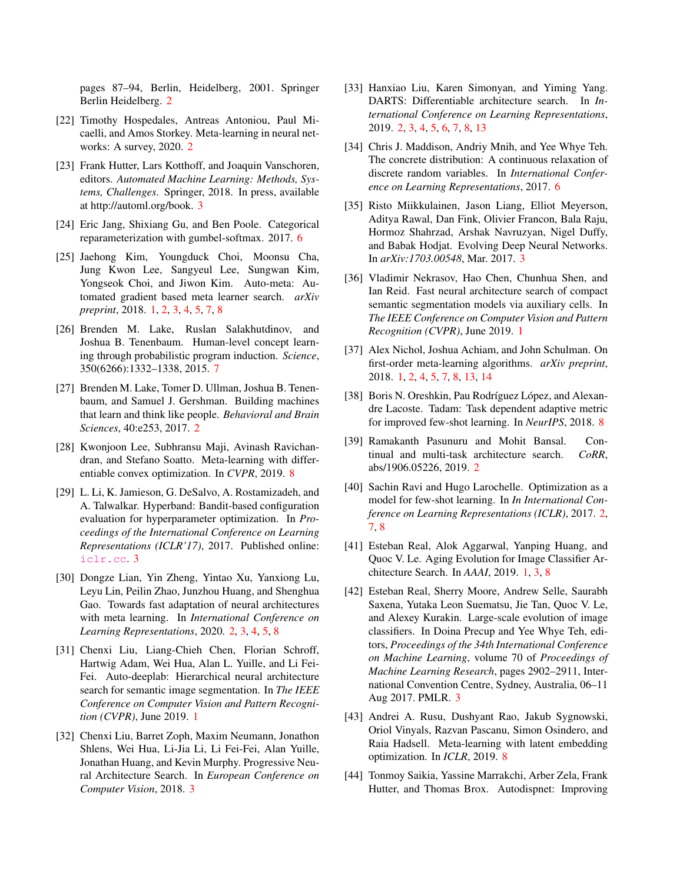pages 87–94, Berlin, Heidelberg, 2001. Springer Berlin Heidelberg. 2

[22] Timothy Hospedales, Antreas Antoniou, Paul Micaelli, and Amos Storkey. Meta-learning in neural networks: A survey, 2020. 2

[23] Frank Hutter, Lars Kotthoff, and Joaquin Vanschoren, editors. *Automated Machine Learning: Methods, Systems, Challenges*. Springer, 2018. In press, available at http://automl.org/book. 3

[24] Eric Jang, Shixiang Gu, and Ben Poole. Categorical reparameterization with gumbel-softmax. 2017. 6

[25] Jaehong Kim, Youngduck Choi, Moonsu Cha, Jung Kwon Lee, Sangyeul Lee, Sungwan Kim, Yongseok Choi, and Jiwon Kim. Auto-meta: Automated gradient based meta learner search. *arXiv preprint*, 2018. 1, 2, 3, 4, 5, 7, 8

[26] Brenden M. Lake, Ruslan Salakhutdinov, and Joshua B. Tenenbaum. Human-level concept learning through probabilistic program induction. *Science*, 350(6266):1332–1338, 2015. 7

[27] Brenden M. Lake, Tomer D. Ullman, Joshua B. Tenenbaum, and Samuel J. Gershman. Building machines that learn and think like people. *Behavioral and Brain Sciences*, 40:e253, 2017. 2

[28] Kwonjoon Lee, Subhransu Maji, Avinash Ravichandran, and Stefano Soatto. Meta-learning with differentiable convex optimization. In *CVPR*, 2019. 8

[29] L. Li, K. Jamieson, G. DeSalvo, A. Rostamizadeh, and A. Talwalkar. Hyperband: Bandit-based configuration evaluation for hyperparameter optimization. In *Proceedings of the International Conference on Learning Representations (ICLR'17)*, 2017. Published online: iclr.cc. 3

[30] Dongze Lian, Yin Zheng, Yintao Xu, Yanxiong Lu, Leyu Lin, Peilin Zhao, Junzhou Huang, and Shenghua Gao. Towards fast adaptation of neural architectures with meta learning. In *International Conference on Learning Representations*, 2020. 2, 3, 4, 5, 8

[31] Chenxi Liu, Liang-Chieh Chen, Florian Schroff, Hartwig Adam, Wei Hua, Alan L. Yuille, and Li Fei-Fei. Auto-deeplab: Hierarchical neural architecture search for semantic image segmentation. In *The IEEE Conference on Computer Vision and Pattern Recognition (CVPR)*, June 2019. 1

[32] Chenxi Liu, Barret Zoph, Maxim Neumann, Jonathon Shlens, Wei Hua, Li-Jia Li, Li Fei-Fei, Alan Yuille, Jonathan Huang, and Kevin Murphy. Progressive Neural Architecture Search. In *European Conference on Computer Vision*, 2018. 3

[33] Hanxiao Liu, Karen Simonyan, and Yiming Yang. DARTS: Differentiable architecture search. In *International Conference on Learning Representations*, 2019. 2, 3, 4, 5, 6, 7, 8, 13

[34] Chris J. Maddison, Andriy Mnih, and Yee Whye Teh. The concrete distribution: A continuous relaxation of discrete random variables. In *International Conference on Learning Representations*, 2017. 6

[35] Risto Miikkulainen, Jason Liang, Elliot Meyerson, Aditya Rawal, Dan Fink, Olivier Francon, Bala Raju, Hormoz Shahrzad, Arshak Navruzyan, Nigel Duffy, and Babak Hodjat. Evolving Deep Neural Networks. In *arXiv:1703.00548*, Mar. 2017. 3

[36] Vladimir Nekrasov, Hao Chen, Chunhua Shen, and Ian Reid. Fast neural architecture search of compact semantic segmentation models via auxiliary cells. In *The IEEE Conference on Computer Vision and Pattern Recognition (CVPR)*, June 2019. 1

[37] Alex Nichol, Joshua Achiam, and John Schulman. On first-order meta-learning algorithms. *arXiv preprint*, 2018. 1, 2, 4, 5, 7, 8, 13, 14

[38] Boris N. Oreshkin, Pau Rodríguez López, and Alexandre Lacoste. Tadam: Task dependent adaptive metric for improved few-shot learning. In *NeurIPS*, 2018. 8

[39] Ramakanth Pasunuru and Mohit Bansal. Continual and multi-task architecture search. *CoRR*, abs/1906.05226, 2019. 2

[40] Sachin Ravi and Hugo Larochelle. Optimization as a model for few-shot learning. In *In International Conference on Learning Representations (ICLR)*, 2017. 2, 7, 8

[41] Esteban Real, Alok Aggarwal, Yanping Huang, and Quoc V. Le. Aging Evolution for Image Classifier Architecture Search. In *AAAI*, 2019. 1, 3, 8

[42] Esteban Real, Sherry Moore, Andrew Selle, Saurabh Saxena, Yutaka Leon Suematsu, Jie Tan, Quoc V. Le, and Alexey Kurakin. Large-scale evolution of image classifiers. In Doina Precup and Yee Whye Teh, editors, *Proceedings of the 34th International Conference on Machine Learning*, volume 70 of *Proceedings of Machine Learning Research*, pages 2902–2911, International Convention Centre, Sydney, Australia, 06–11 Aug 2017. PMLR. 3

[43] Andrei A. Rusu, Dushyant Rao, Jakub Sygnowski, Oriol Vinyals, Razvan Pascanu, Simon Osindero, and Raia Hadsell. Meta-learning with latent embedding optimization. In *ICLR*, 2019. 8

[44] Tonmoy Saikia, Yassine Marrakchi, Arber Zela, Frank Hutter, and Thomas Brox. Autodispnet: Improving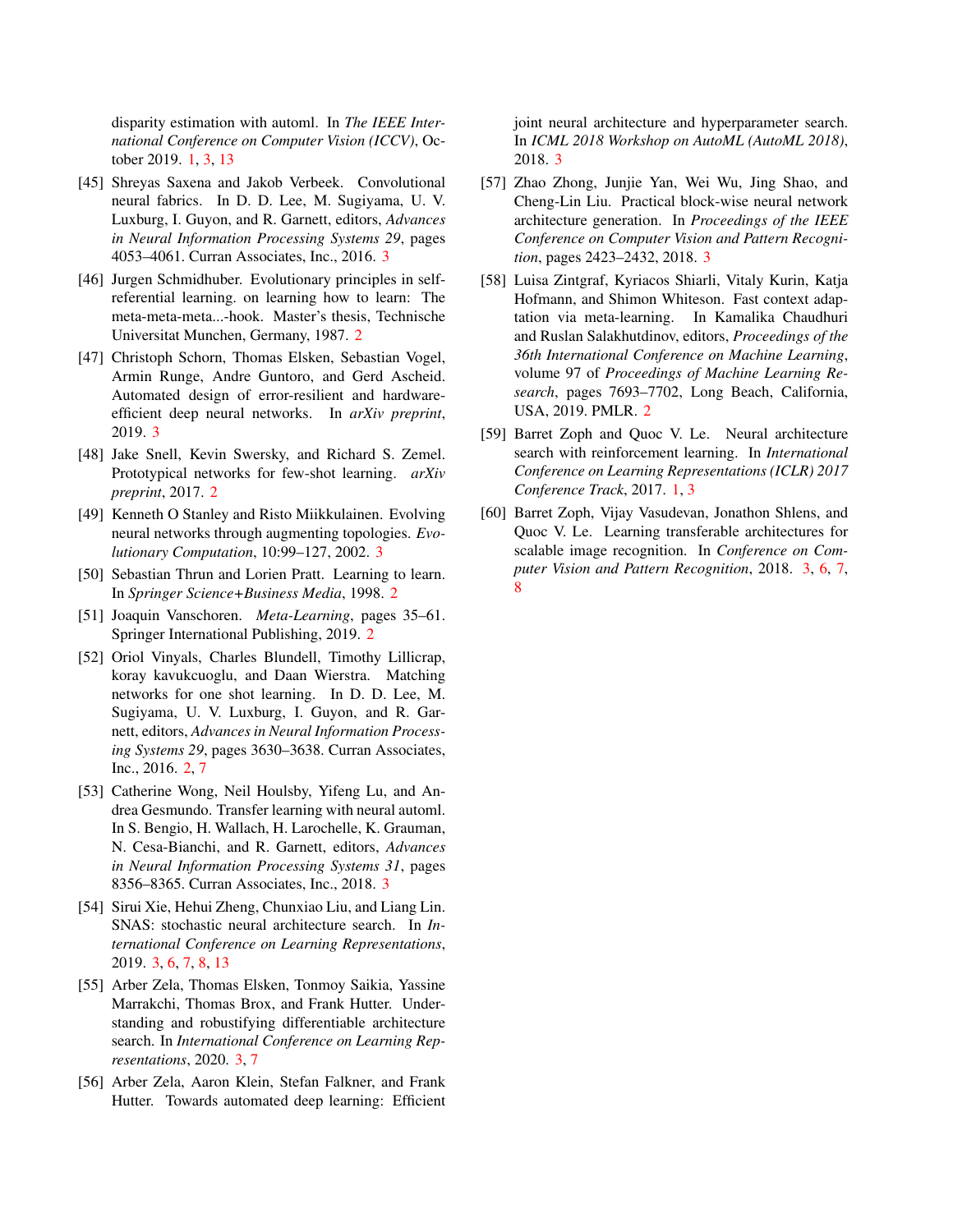disparity estimation with automl. In *The IEEE International Conference on Computer Vision (ICCV)*, October 2019. 1, 3, 13

[45] Shreyas Saxena and Jakob Verbeek. Convolutional neural fabrics. In D. D. Lee, M. Sugiyama, U. V. Luxburg, I. Guyon, and R. Garnett, editors, *Advances in Neural Information Processing Systems 29*, pages 4053–4061. Curran Associates, Inc., 2016. 3

[46] Jurgen Schmidhuber. Evolutionary principles in self-referential learning. on learning how to learn: The meta-meta-meta...-hook. Master's thesis, Technische Universitat Munchen, Germany, 1987. 2

[47] Christoph Schorn, Thomas Elsken, Sebastian Vogel, Armin Runge, Andre Guntoro, and Gerd Ascheid. Automated design of error-resilient and hardware-efficient deep neural networks. In *arXiv preprint*, 2019. 3

[48] Jake Snell, Kevin Swersky, and Richard S. Zemel. Prototypical networks for few-shot learning. *arXiv preprint*, 2017. 2

[49] Kenneth O Stanley and Risto Miikkulainen. Evolving neural networks through augmenting topologies. *Evolutionary Computation*, 10:99–127, 2002. 3

[50] Sebastian Thrun and Lorien Pratt. Learning to learn. In *Springer Science+Business Media*, 1998. 2

[51] Joaquin Vanschoren. *Meta-Learning*, pages 35–61. Springer International Publishing, 2019. 2

[52] Oriol Vinyals, Charles Blundell, Timothy Lillicrap, koray kavukcuoglu, and Daan Wierstra. Matching networks for one shot learning. In D. D. Lee, M. Sugiyama, U. V. Luxburg, I. Guyon, and R. Garnett, editors, *Advances in Neural Information Processing Systems 29*, pages 3630–3638. Curran Associates, Inc., 2016. 2, 7

[53] Catherine Wong, Neil Houlsby, Yifeng Lu, and Andrea Gesmundo. Transfer learning with neural automl. In S. Bengio, H. Wallach, H. Larochelle, K. Grauman, N. Cesa-Bianchi, and R. Garnett, editors, *Advances in Neural Information Processing Systems 31*, pages 8356–8365. Curran Associates, Inc., 2018. 3

[54] Sirui Xie, Hehui Zheng, Chunxiao Liu, and Liang Lin. SNAS: stochastic neural architecture search. In *International Conference on Learning Representations*, 2019. 3, 6, 7, 8, 13

[55] Arber Zela, Thomas Elsken, Tonmoy Saikia, Yassine Marrakchi, Thomas Brox, and Frank Hutter. Understanding and robustifying differentiable architecture search. In *International Conference on Learning Representations*, 2020. 3, 7

[56] Arber Zela, Aaron Klein, Stefan Falkner, and Frank Hutter. Towards automated deep learning: Efficient joint neural architecture and hyperparameter search. In *ICML 2018 Workshop on AutoML (AutoML 2018)*, 2018. 3

[57] Zhao Zhong, Junjie Yan, Wei Wu, Jing Shao, and Cheng-Lin Liu. Practical block-wise neural network architecture generation. In *Proceedings of the IEEE Conference on Computer Vision and Pattern Recognition*, pages 2423–2432, 2018. 3

[58] Luisa Zintgraf, Kyriacos Shiarli, Vitaly Kurin, Katja Hofmann, and Shimon Whiteson. Fast context adaptation via meta-learning. In Kamalika Chaudhuri and Ruslan Salakhutdinov, editors, *Proceedings of the 36th International Conference on Machine Learning*, volume 97 of *Proceedings of Machine Learning Research*, pages 7693–7702, Long Beach, California, USA, 2019. PMLR. 2

[59] Barret Zoph and Quoc V. Le. Neural architecture search with reinforcement learning. In *International Conference on Learning Representations (ICLR) 2017 Conference Track*, 2017. 1, 3

[60] Barret Zoph, Vijay Vasudevan, Jonathon Shlens, and Quoc V. Le. Learning transferable architectures for scalable image recognition. In *Conference on Computer Vision and Pattern Recognition*, 2018. 3, 6, 7, 8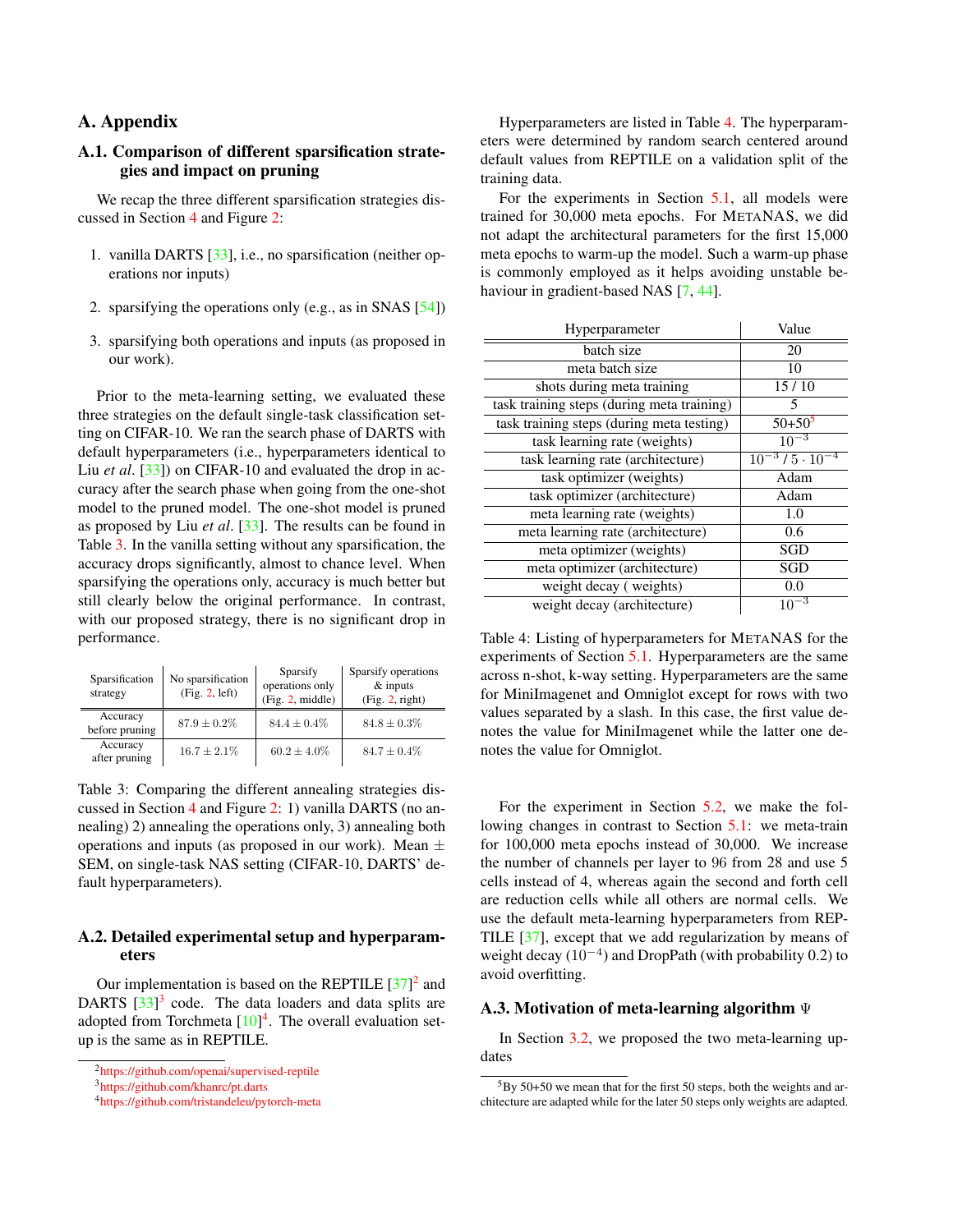# A. Appendix

## A.1. Comparison of different sparsification strategies and impact on pruning

We recap the three different sparsification strategies discussed in Section 4 and Figure 2:

1. vanilla DARTS [33], i.e., no sparsification (neither operations nor inputs)
2. sparsifying the operations only (e.g., as in SNAS [54])
3. sparsifying both operations and inputs (as proposed in our work).

Prior to the meta-learning setting, we evaluated these three strategies on the default single-task classification setting on CIFAR-10. We ran the search phase of DARTS with default hyperparameters (i.e., hyperparameters identical to Liu *et al*. [33]) on CIFAR-10 and evaluated the drop in accuracy after the search phase when going from the one-shot model to the pruned model. The one-shot model is pruned as proposed by Liu *et al*. [33]. The results can be found in Table 3. In the vanilla setting without any sparsification, the accuracy drops significantly, almost to chance level. When sparsifying the operations only, accuracy is much better but still clearly below the original performance. In contrast, with our proposed strategy, there is no significant drop in performance.

| Sparsification strategy | No sparsification (Fig. 2, left) | Sparsify operations only (Fig. 2, middle) | Sparsify operations & inputs (Fig. 2, right) |
|---|---|---|---|
| Accuracy before pruning | $87.9 \pm 0.2\%$ | $84.4 \pm 0.4\%$ | $84.8 \pm 0.3\%$ |
| Accuracy after pruning | $16.7 \pm 2.1\%$ | $60.2 \pm 4.0\%$ | $84.7 \pm 0.4\%$ |

Table 3: Comparing the different annealing strategies discussed in Section 4 and Figure 2: 1) vanilla DARTS (no annealing) 2) annealing the operations only, 3) annealing both operations and inputs (as proposed in our work). Mean $\pm$ SEM, on single-task NAS setting (CIFAR-10, DARTS' default hyperparameters).

## A.2. Detailed experimental setup and hyperparameters

Our implementation is based on the REPTILE [37][2] and DARTS [33][3] code. The data loaders and data splits are adopted from Torchmeta [10][4]. The overall evaluation setup is the same as in REPTILE.

[2] https://github.com/openai/supervised-reptile

[3] https://github.com/khanrc/pt.darts

[4] https://github.com/tristandeleu/pytorch-meta

Hyperparameters are listed in Table 4. The hyperparameters were determined by random search centered around default values from REPTILE on a validation split of the training data.

For the experiments in Section 5.1, all models were trained for 30,000 meta epochs. For METANAS, we did not adapt the architectural parameters for the first 15,000 meta epochs to warm-up the model. Such a warm-up phase is commonly employed as it helps avoiding unstable behaviour in gradient-based NAS [7, 44].

| Hyperparameter | Value |
|---|---|
| batch size | 20 |
| meta batch size | 10 |
| shots during meta training | 15 / 10 |
| task training steps (during meta training) | 5 |
| task training steps (during meta testing) | 50+50[5] |
| task learning rate (weights) | $10^{-3}$ |
| task learning rate (architecture) | $10^{-3}$ / $5 \cdot 10^{-4}$ |
| task optimizer (weights) | Adam |
| task optimizer (architecture) | Adam |
| meta learning rate (weights) | 1.0 |
| meta learning rate (architecture) | 0.6 |
| meta optimizer (weights) | SGD |
| meta optimizer (architecture) | SGD |
| weight decay ( weights) | 0.0 |
| weight decay (architecture) | $10^{-3}$ |

Table 4: Listing of hyperparameters for METANAS for the experiments of Section 5.1. Hyperparameters are the same across n-shot, k-way setting. Hyperparameters are the same for MiniImagenet and Omniglot except for rows with two values separated by a slash. In this case, the first value denotes the value for MiniImagenet while the latter one denotes the value for Omniglot.

For the experiment in Section 5.2, we make the following changes in contrast to Section 5.1: we meta-train for 100,000 meta epochs instead of 30,000. We increase the number of channels per layer to 96 from 28 and use 5 cells instead of 4, whereas again the second and forth cell are reduction cells while all others are normal cells. We use the default meta-learning hyperparameters from REPTILE [37], except that we add regularization by means of weight decay ($10^{-4}$) and DropPath (with probability 0.2) to avoid overfitting.

## A.3. Motivation of meta-learning algorithm $\Psi$

In Section 3.2, we proposed the two meta-learning updates

[5] By 50+50 we mean that for the first 50 steps, both the weights and architecture are adapted while for the later 50 steps only weights are adapted.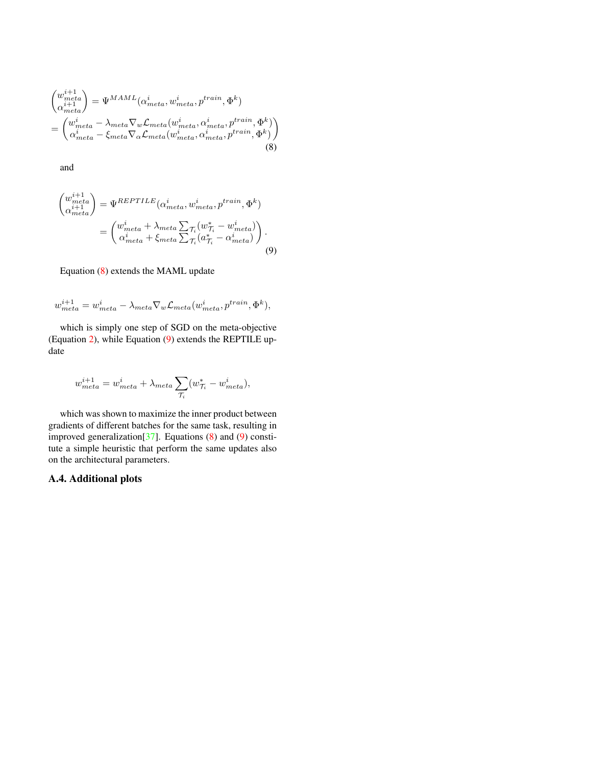$$
\begin{aligned}
\begin{pmatrix} w_{meta}^{i+1} \\ \alpha_{meta}^{i+1} \end{pmatrix} &= \Psi^{MAML}(\alpha_{meta}^{i}, w_{meta}^{i}, p^{train}, \Phi^{k}) \\
&= \begin{pmatrix} w_{meta}^{i} - \lambda_{meta} \nabla_w \mathcal{L}_{meta}(w_{meta}^{i}, \alpha_{meta}^{i}, p^{train}, \Phi^{k}) \\ \alpha_{meta}^{i} - \xi_{meta} \nabla_\alpha \mathcal{L}_{meta}(w_{meta}^{i}, \alpha_{meta}^{i}, p^{train}, \Phi^{k}) \end{pmatrix}
\end{aligned} \tag{8}
$$

and

$$
\begin{aligned}
\begin{pmatrix} w_{meta}^{i+1} \\ \alpha_{meta}^{i+1} \end{pmatrix} &= \Psi^{REPTILE}(\alpha_{meta}^{i}, w_{meta}^{i}, p^{train}, \Phi^{k}) \\
&= \begin{pmatrix} w_{meta}^{i} + \lambda_{meta} \sum_{\mathcal{T}_i} (w_{\mathcal{T}_i}^{*} - w_{meta}^{i}) \\ \alpha_{meta}^{i} + \xi_{meta} \sum_{\mathcal{T}_i} (a_{\mathcal{T}_i}^{*} - \alpha_{meta}^{i}) \end{pmatrix}.
\end{aligned} \tag{9}
$$

Equation (8) extends the MAML update

$$
w_{meta}^{i+1} = w_{meta}^{i} - \lambda_{meta} \nabla_w \mathcal{L}_{meta}(w_{meta}^{i}, p^{train}, \Phi^{k}),
$$

which is simply one step of SGD on the meta-objective (Equation 2), while Equation (9) extends the REPTILE update

$$
w_{meta}^{i+1} = w_{meta}^{i} + \lambda_{meta} \sum_{\mathcal{T}_i} (w_{\mathcal{T}_i}^{*} - w_{meta}^{i}),
$$

which was shown to maximize the inner product between gradients of different batches for the same task, resulting in improved generalization[37]. Equations (8) and (9) constitute a simple heuristic that perform the same updates also on the architectural parameters.

### A.4. Additional plots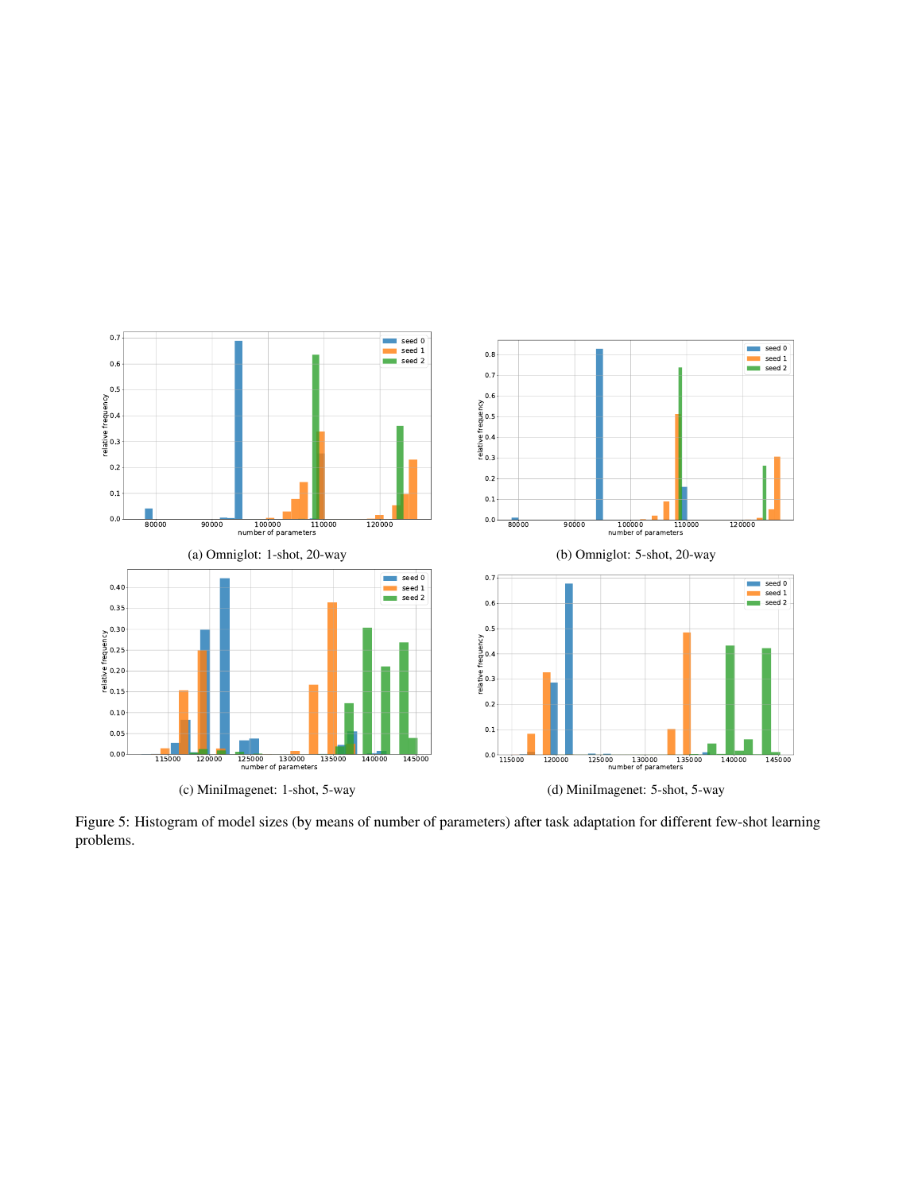relative frequency

number of parameters

seed 0
seed 1
seed 2

0.0
0.1
0.2
0.3
0.4
0.5
0.6
0.7

80000
90000
100000
110000
120000

(a) Omniglot: 1-shot, 20-way

relative frequency

number of parameters

seed 0
seed 1
seed 2

0.0
0.1
0.2
0.3
0.4
0.5
0.6
0.7
0.8

80000
90000
100000
110000
120000

(b) Omniglot: 5-shot, 20-way

relative frequency

number of parameters

seed 0
seed 1
seed 2

0.00
0.05
0.10
0.15
0.20
0.25
0.30
0.35
0.40

115000
120000
125000
130000
135000
140000
145000

(c) MiniImagenet: 1-shot, 5-way

relative frequency

number of parameters

seed 0
seed 1
seed 2

0.0
0.1
0.2
0.3
0.4
0.5
0.6
0.7

115000
120000
125000
130000
135000
140000
145000

(d) MiniImagenet: 5-shot, 5-way

Figure 5: Histogram of model sizes (by means of number of parameters) after task adaptation for different few-shot learning problems.